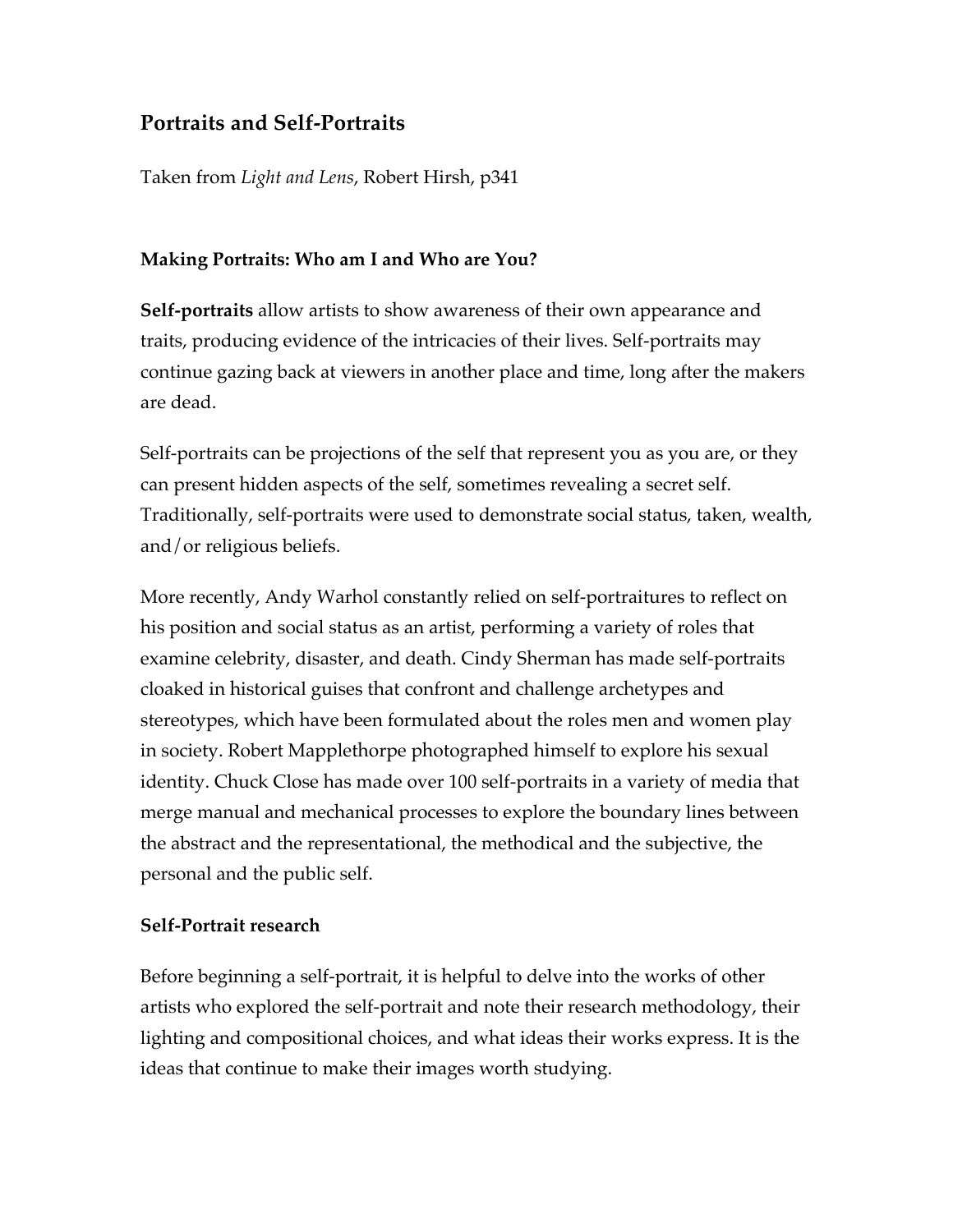# Portraits and Self-Portraits

Taken from *Light and Lens*, Robert Hirsh, p341

## Making Portraits: Who am I and Who are You?

**Self-portraits** allow artists to show awareness of their own appearance and traits, producing evidence of the intricacies of their lives. Self-portraits may continue gazing back at viewers in another place and time, long after the makers are dead.

Self-portraits can be projections of the self that represent you as you are, or they can present hidden aspects of the self, sometimes revealing a secret self. Traditionally, self-portraits were used to demonstrate social status, taken, wealth, and/or religious beliefs.

More recently, Andy Warhol constantly relied on self-portraitures to reflect on his position and social status as an artist, performing a variety of roles that examine celebrity, disaster, and death. Cindy Sherman has made self-portraits cloaked in historical guises that confront and challenge archetypes and stereotypes, which have been formulated about the roles men and women play in society. Robert Mapplethorpe photographed himself to explore his sexual identity. Chuck Close has made over 100 self-portraits in a variety of media that merge manual and mechanical processes to explore the boundary lines between the abstract and the representational, the methodical and the subjective, the personal and the public self.

## Self-Portrait research

Before beginning a self-portrait, it is helpful to delve into the works of other artists who explored the self-portrait and note their research methodology, their lighting and compositional choices, and what ideas their works express. It is the ideas that continue to make their images worth studying.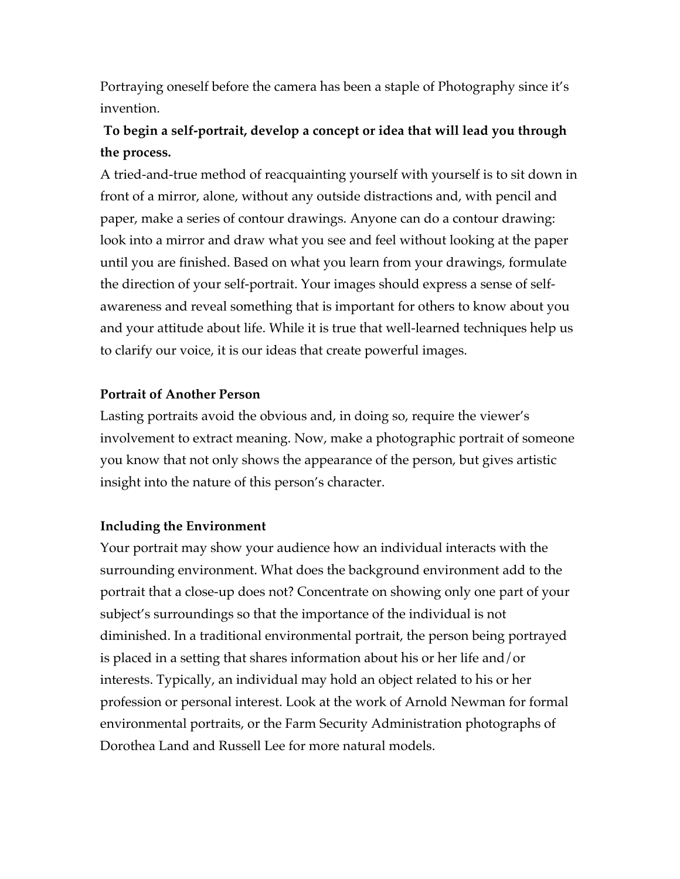Portraying oneself before the camera has been a staple of Photography since it's invention.

**To begin a self-portrait, develop a concept or idea that will lead you through the process.**

A tried-and-true method of reacquainting yourself with yourself is to sit down in front of a mirror, alone, without any outside distractions and, with pencil and paper, make a series of contour drawings. Anyone can do a contour drawing: look into a mirror and draw what you see and feel without looking at the paper until you are finished. Based on what you learn from your drawings, formulate the direction of your self-portrait. Your images should express a sense of self-awareness and reveal something that is important for others to know about you and your attitude about life. While it is true that well-learned techniques help us to clarify our voice, it is our ideas that create powerful images.

**Portrait of Another Person**

Lasting portraits avoid the obvious and, in doing so, require the viewer's involvement to extract meaning. Now, make a photographic portrait of someone you know that not only shows the appearance of the person, but gives artistic insight into the nature of this person's character.

**Including the Environment**

Your portrait may show your audience how an individual interacts with the surrounding environment. What does the background environment add to the portrait that a close-up does not? Concentrate on showing only one part of your subject's surroundings so that the importance of the individual is not diminished. In a traditional environmental portrait, the person being portrayed is placed in a setting that shares information about his or her life and/or interests. Typically, an individual may hold an object related to his or her profession or personal interest. Look at the work of Arnold Newman for formal environmental portraits, or the Farm Security Administration photographs of Dorothea Land and Russell Lee for more natural models.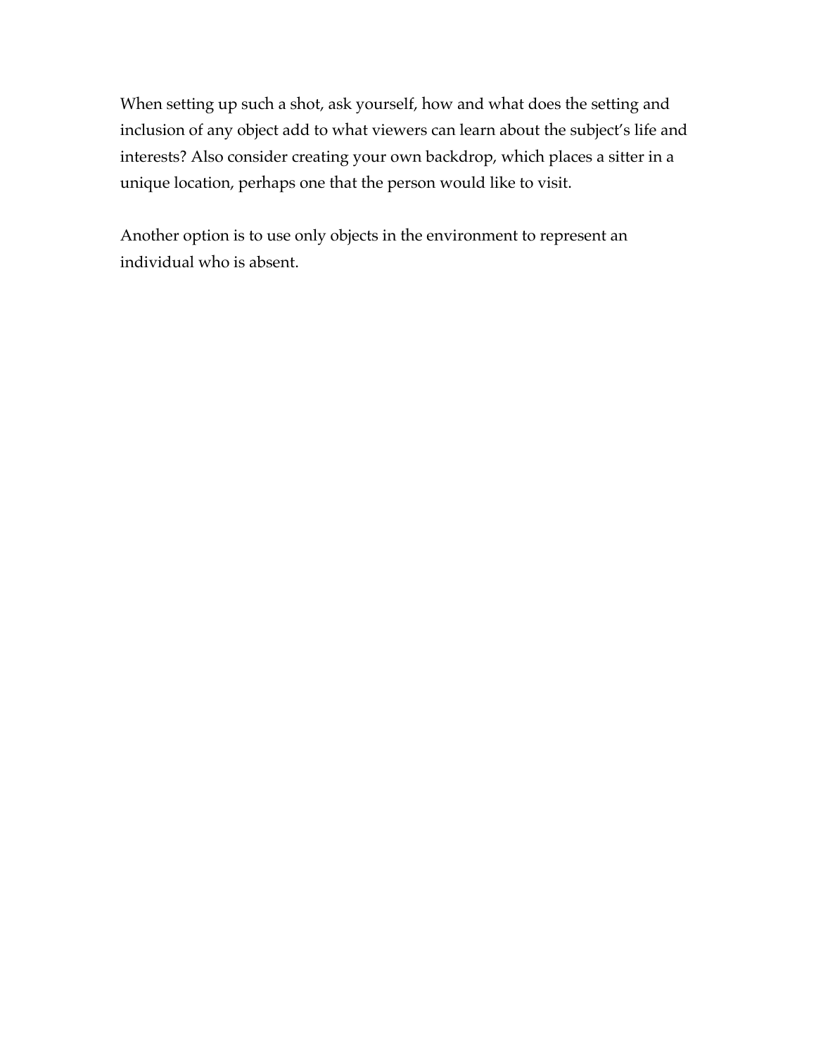When setting up such a shot, ask yourself, how and what does the setting and inclusion of any object add to what viewers can learn about the subject's life and interests? Also consider creating your own backdrop, which places a sitter in a unique location, perhaps one that the person would like to visit.

Another option is to use only objects in the environment to represent an individual who is absent.